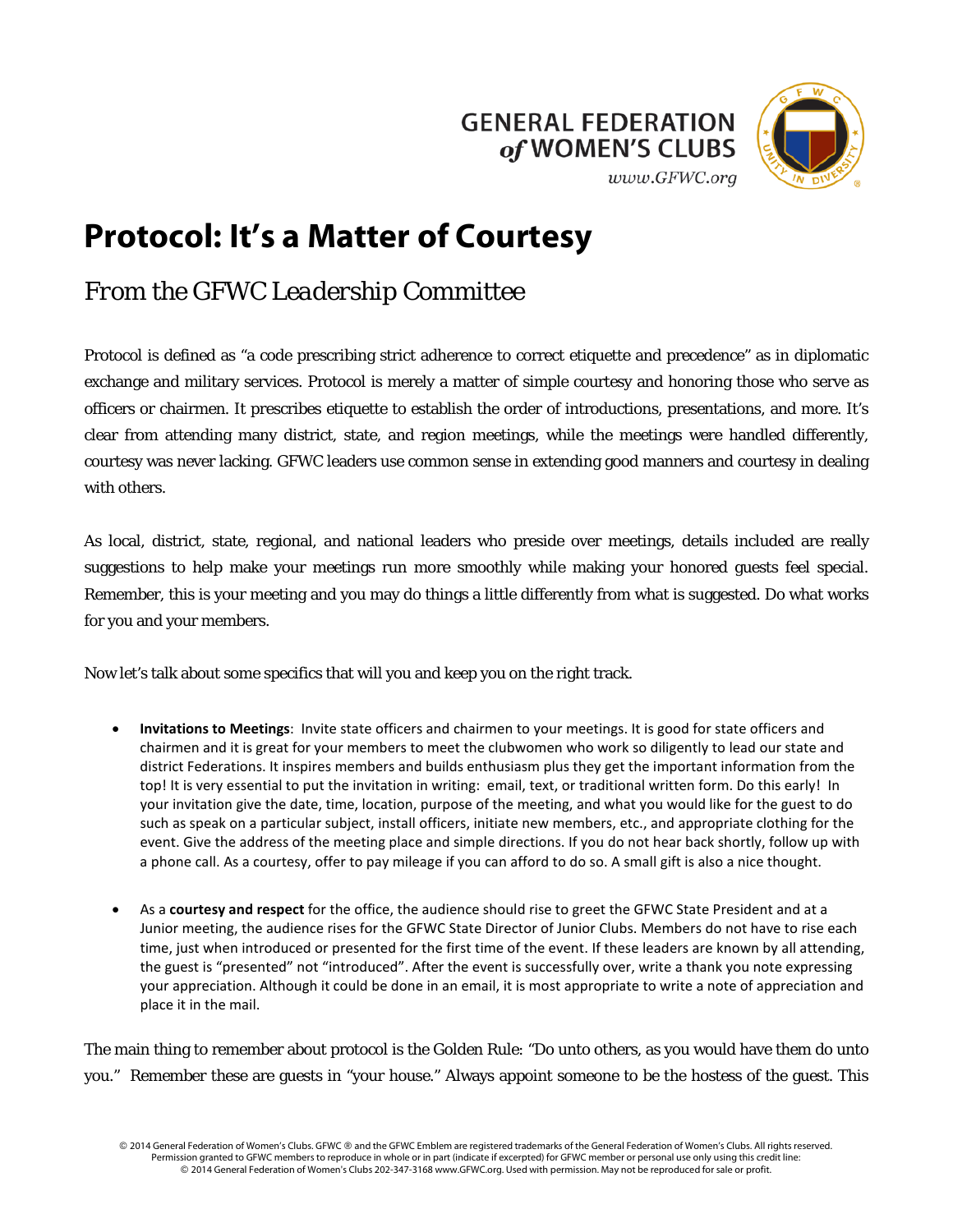GENERAL FEDERATION of WOMEN'S CLUBS

www.GFWC.org

# Protocol: It's a Matter of Courtesy

## *From the GFWC Leadership Committee*

Protocol is defined as "a code prescribing strict adherence to correct etiquette and precedence" as in diplomatic exchange and military services. Protocol is merely a matter of simple courtesy and honoring those who serve as officers or chairmen. It prescribes etiquette to establish the order of introductions, presentations, and more. It's clear from attending many district, state, and region meetings, while the meetings were handled differently, courtesy was never lacking. GFWC leaders use common sense in extending good manners and courtesy in dealing with others.

As local, district, state, regional, and national leaders who preside over meetings, details included are really suggestions to help make your meetings run more smoothly while making your honored guests feel special. Remember, this is your meeting and you may do things a little differently from what is suggested. Do what works for you and your members.

Now let's talk about some specifics that will you and keep you on the right track.

- **Invitations to Meetings**: Invite state officers and chairmen to your meetings. It is good for state officers and chairmen and it is great for your members to meet the clubwomen who work so diligently to lead our state and district Federations. It inspires members and builds enthusiasm plus they get the important information from the top! It is very essential to put the invitation in writing: email, text, or traditional written form. Do this early! In your invitation give the date, time, location, purpose of the meeting, and what you would like for the guest to do such as speak on a particular subject, install officers, initiate new members, etc., and appropriate clothing for the event. Give the address of the meeting place and simple directions. If you do not hear back shortly, follow up with a phone call. As a courtesy, offer to pay mileage if you can afford to do so. A small gift is also a nice thought.

- As a **courtesy and respect** for the office, the audience should rise to greet the GFWC State President and at a Junior meeting, the audience rises for the GFWC State Director of Junior Clubs. Members do not have to rise each time, just when introduced or presented for the first time of the event. If these leaders are known by all attending, the guest is "presented" not "introduced". After the event is successfully over, write a thank you note expressing your appreciation. Although it could be done in an email, it is most appropriate to write a note of appreciation and place it in the mail.

The main thing to remember about protocol is the Golden Rule: "Do unto others, as you would have them do unto you." Remember these are guests in "your house." Always appoint someone to be the hostess of the guest. This

© 2014 General Federation of Women's Clubs. GFWC ® and the GFWC Emblem are registered trademarks of the General Federation of Women's Clubs. All rights reserved. Permission granted to GFWC members to reproduce in whole or in part (indicate if excerpted) for GFWC member or personal use only using this credit line: © 2014 General Federation of Women's Clubs 202-347-3168 www.GFWC.org. Used with permission. May not be reproduced for sale or profit.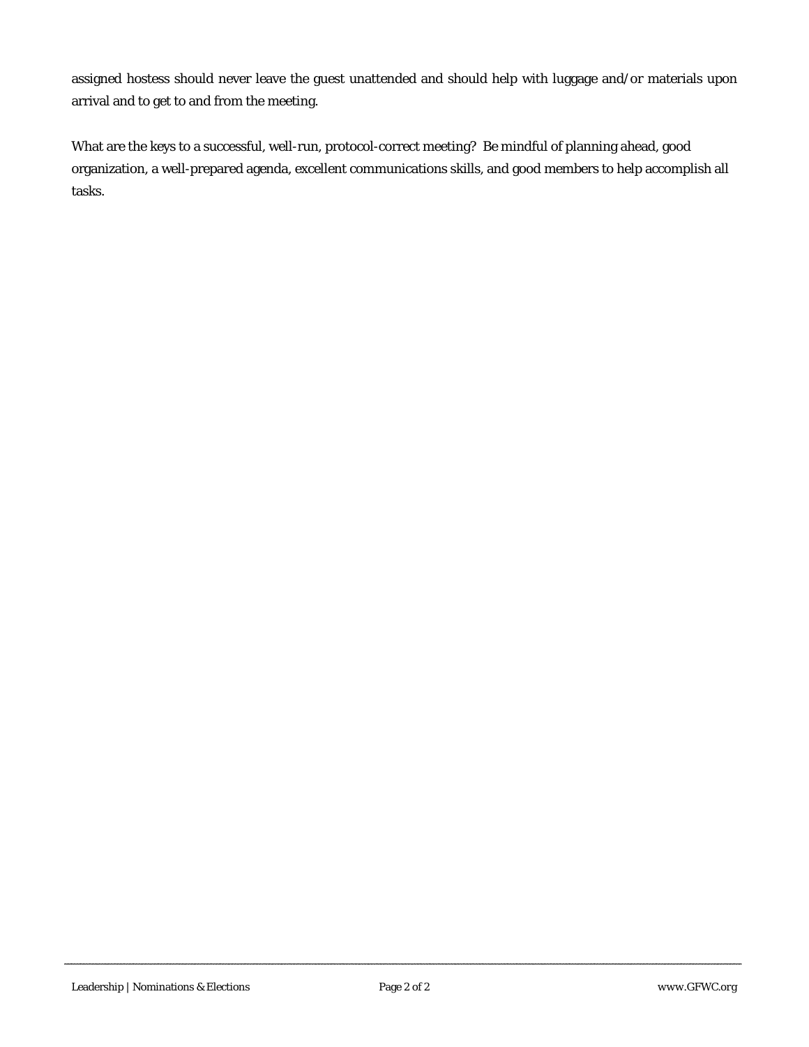assigned hostess should never leave the guest unattended and should help with luggage and/or materials upon arrival and to get to and from the meeting.

What are the keys to a successful, well-run, protocol-correct meeting? Be mindful of planning ahead, good organization, a well-prepared agenda, excellent communications skills, and good members to help accomplish all tasks.